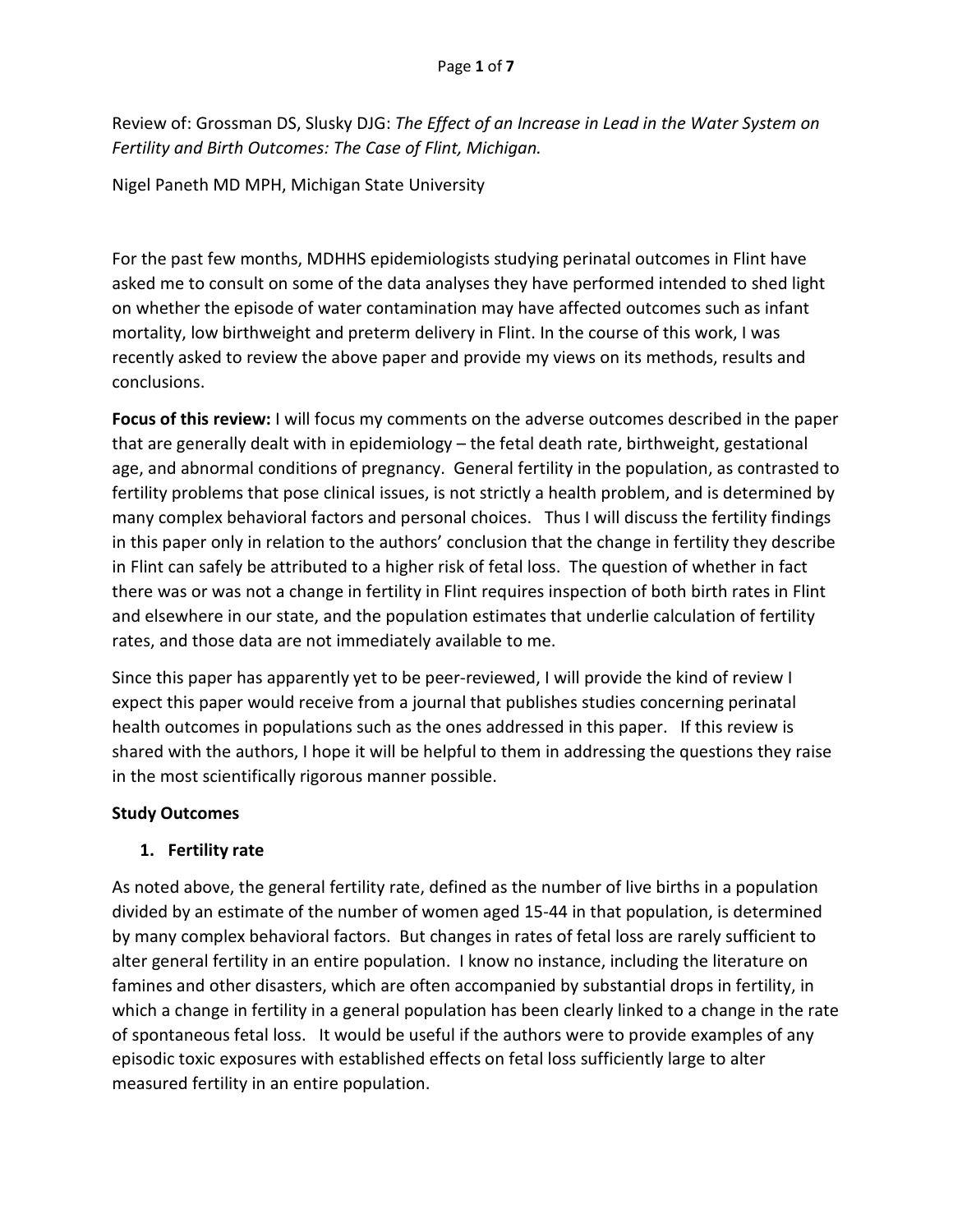Review of: Grossman DS, Slusky DJG: *The Effect of an Increase in Lead in the Water System on Fertility and Birth Outcomes: The Case of Flint, Michigan.*

Nigel Paneth MD MPH, Michigan State University

For the past few months, MDHHS epidemiologists studying perinatal outcomes in Flint have asked me to consult on some of the data analyses they have performed intended to shed light on whether the episode of water contamination may have affected outcomes such as infant mortality, low birthweight and preterm delivery in Flint. In the course of this work, I was recently asked to review the above paper and provide my views on its methods, results and conclusions.

**Focus of this review:** I will focus my comments on the adverse outcomes described in the paper that are generally dealt with in epidemiology – the fetal death rate, birthweight, gestational age, and abnormal conditions of pregnancy. General fertility in the population, as contrasted to fertility problems that pose clinical issues, is not strictly a health problem, and is determined by many complex behavioral factors and personal choices. Thus I will discuss the fertility findings in this paper only in relation to the authors' conclusion that the change in fertility they describe in Flint can safely be attributed to a higher risk of fetal loss. The question of whether in fact there was or was not a change in fertility in Flint requires inspection of both birth rates in Flint and elsewhere in our state, and the population estimates that underlie calculation of fertility rates, and those data are not immediately available to me.

Since this paper has apparently yet to be peer-reviewed, I will provide the kind of review I expect this paper would receive from a journal that publishes studies concerning perinatal health outcomes in populations such as the ones addressed in this paper. If this review is shared with the authors, I hope it will be helpful to them in addressing the questions they raise in the most scientifically rigorous manner possible.

## Study Outcomes

### 1. Fertility rate

As noted above, the general fertility rate, defined as the number of live births in a population divided by an estimate of the number of women aged 15-44 in that population, is determined by many complex behavioral factors. But changes in rates of fetal loss are rarely sufficient to alter general fertility in an entire population. I know no instance, including the literature on famines and other disasters, which are often accompanied by substantial drops in fertility, in which a change in fertility in a general population has been clearly linked to a change in the rate of spontaneous fetal loss. It would be useful if the authors were to provide examples of any episodic toxic exposures with established effects on fetal loss sufficiently large to alter measured fertility in an entire population.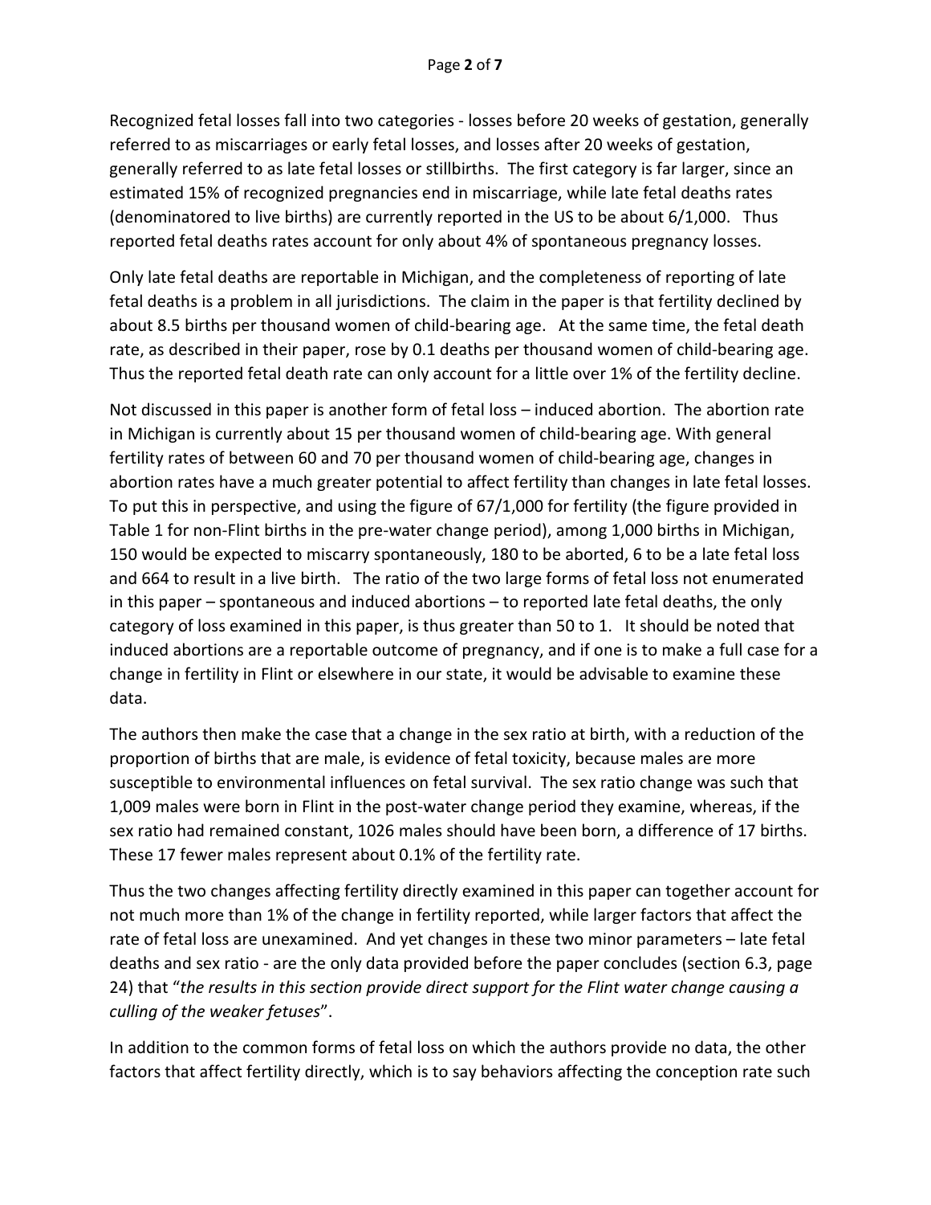Recognized fetal losses fall into two categories - losses before 20 weeks of gestation, generally referred to as miscarriages or early fetal losses, and losses after 20 weeks of gestation, generally referred to as late fetal losses or stillbirths. The first category is far larger, since an estimated 15% of recognized pregnancies end in miscarriage, while late fetal deaths rates (denominatored to live births) are currently reported in the US to be about 6/1,000. Thus reported fetal deaths rates account for only about 4% of spontaneous pregnancy losses.

Only late fetal deaths are reportable in Michigan, and the completeness of reporting of late fetal deaths is a problem in all jurisdictions. The claim in the paper is that fertility declined by about 8.5 births per thousand women of child-bearing age. At the same time, the fetal death rate, as described in their paper, rose by 0.1 deaths per thousand women of child-bearing age. Thus the reported fetal death rate can only account for a little over 1% of the fertility decline.

Not discussed in this paper is another form of fetal loss – induced abortion. The abortion rate in Michigan is currently about 15 per thousand women of child-bearing age. With general fertility rates of between 60 and 70 per thousand women of child-bearing age, changes in abortion rates have a much greater potential to affect fertility than changes in late fetal losses. To put this in perspective, and using the figure of 67/1,000 for fertility (the figure provided in Table 1 for non-Flint births in the pre-water change period), among 1,000 births in Michigan, 150 would be expected to miscarry spontaneously, 180 to be aborted, 6 to be a late fetal loss and 664 to result in a live birth. The ratio of the two large forms of fetal loss not enumerated in this paper – spontaneous and induced abortions – to reported late fetal deaths, the only category of loss examined in this paper, is thus greater than 50 to 1. It should be noted that induced abortions are a reportable outcome of pregnancy, and if one is to make a full case for a change in fertility in Flint or elsewhere in our state, it would be advisable to examine these data.

The authors then make the case that a change in the sex ratio at birth, with a reduction of the proportion of births that are male, is evidence of fetal toxicity, because males are more susceptible to environmental influences on fetal survival. The sex ratio change was such that 1,009 males were born in Flint in the post-water change period they examine, whereas, if the sex ratio had remained constant, 1026 males should have been born, a difference of 17 births. These 17 fewer males represent about 0.1% of the fertility rate.

Thus the two changes affecting fertility directly examined in this paper can together account for not much more than 1% of the change in fertility reported, while larger factors that affect the rate of fetal loss are unexamined. And yet changes in these two minor parameters – late fetal deaths and sex ratio - are the only data provided before the paper concludes (section 6.3, page 24) that "*the results in this section provide direct support for the Flint water change causing a culling of the weaker fetuses*".

In addition to the common forms of fetal loss on which the authors provide no data, the other factors that affect fertility directly, which is to say behaviors affecting the conception rate such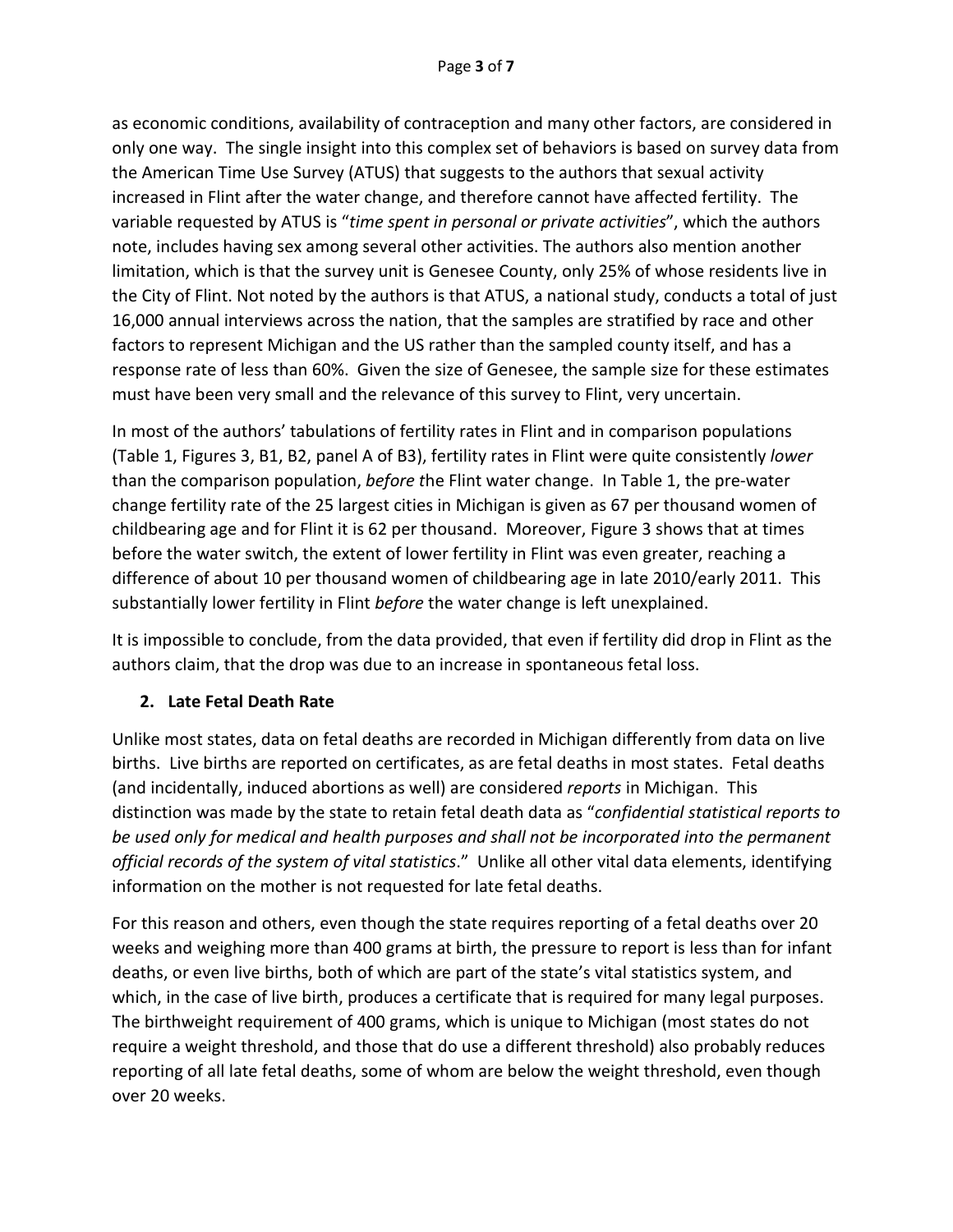as economic conditions, availability of contraception and many other factors, are considered in only one way. The single insight into this complex set of behaviors is based on survey data from the American Time Use Survey (ATUS) that suggests to the authors that sexual activity increased in Flint after the water change, and therefore cannot have affected fertility. The variable requested by ATUS is "*time spent in personal or private activities*", which the authors note, includes having sex among several other activities. The authors also mention another limitation, which is that the survey unit is Genesee County, only 25% of whose residents live in the City of Flint. Not noted by the authors is that ATUS, a national study, conducts a total of just 16,000 annual interviews across the nation, that the samples are stratified by race and other factors to represent Michigan and the US rather than the sampled county itself, and has a response rate of less than 60%. Given the size of Genesee, the sample size for these estimates must have been very small and the relevance of this survey to Flint, very uncertain.

In most of the authors' tabulations of fertility rates in Flint and in comparison populations (Table 1, Figures 3, B1, B2, panel A of B3), fertility rates in Flint were quite consistently *lower* than the comparison population, *before t*he Flint water change. In Table 1, the pre-water change fertility rate of the 25 largest cities in Michigan is given as 67 per thousand women of childbearing age and for Flint it is 62 per thousand. Moreover, Figure 3 shows that at times before the water switch, the extent of lower fertility in Flint was even greater, reaching a difference of about 10 per thousand women of childbearing age in late 2010/early 2011. This substantially lower fertility in Flint *before* the water change is left unexplained.

It is impossible to conclude, from the data provided, that even if fertility did drop in Flint as the authors claim, that the drop was due to an increase in spontaneous fetal loss.

## 2. Late Fetal Death Rate

Unlike most states, data on fetal deaths are recorded in Michigan differently from data on live births. Live births are reported on certificates, as are fetal deaths in most states. Fetal deaths (and incidentally, induced abortions as well) are considered *reports* in Michigan. This distinction was made by the state to retain fetal death data as "*confidential statistical reports to be used only for medical and health purposes and shall not be incorporated into the permanent official records of the system of vital statistics*." Unlike all other vital data elements, identifying information on the mother is not requested for late fetal deaths.

For this reason and others, even though the state requires reporting of a fetal deaths over 20 weeks and weighing more than 400 grams at birth, the pressure to report is less than for infant deaths, or even live births, both of which are part of the state's vital statistics system, and which, in the case of live birth, produces a certificate that is required for many legal purposes. The birthweight requirement of 400 grams, which is unique to Michigan (most states do not require a weight threshold, and those that do use a different threshold) also probably reduces reporting of all late fetal deaths, some of whom are below the weight threshold, even though over 20 weeks.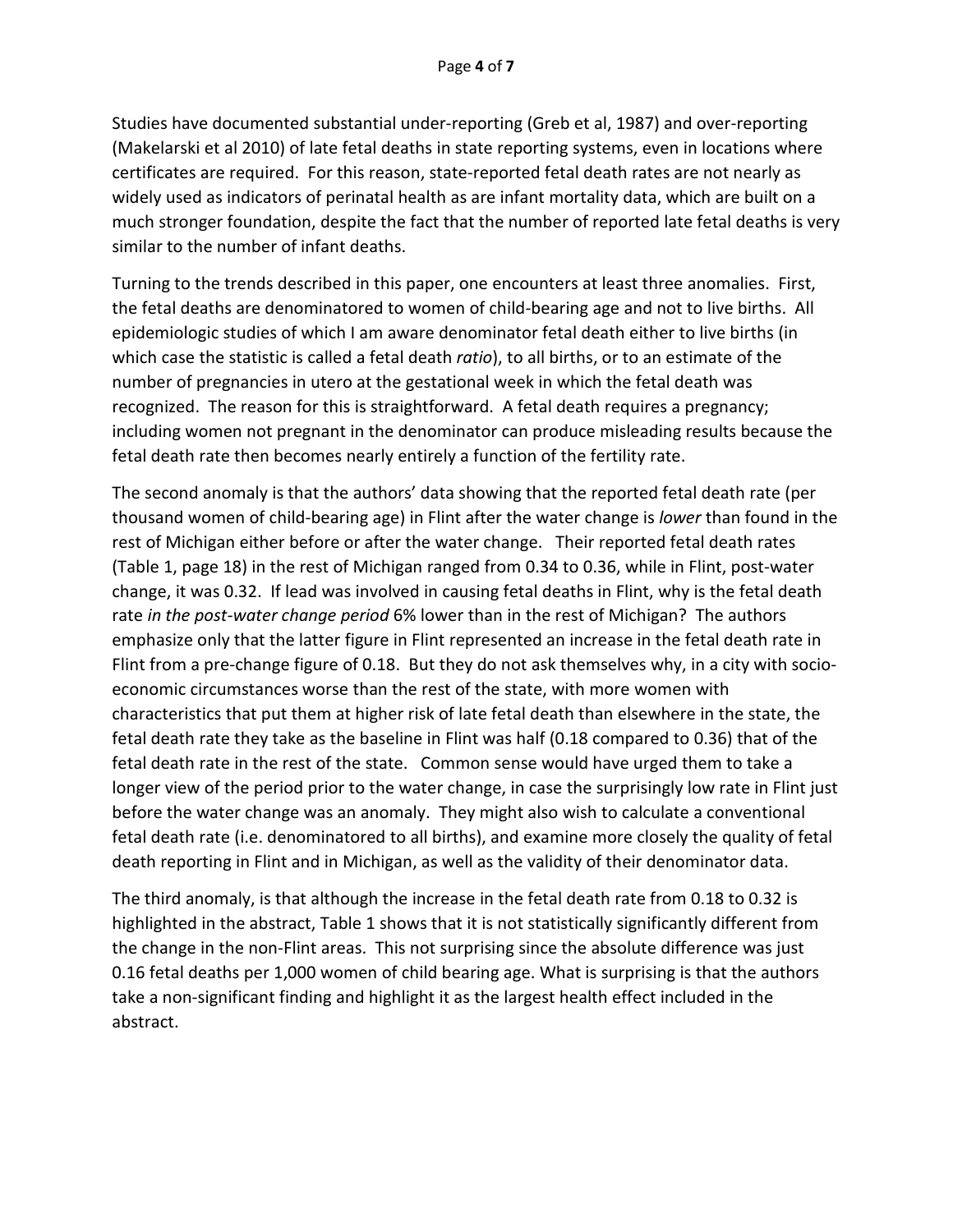Studies have documented substantial under-reporting (Greb et al, 1987) and over-reporting (Makelarski et al 2010) of late fetal deaths in state reporting systems, even in locations where certificates are required. For this reason, state-reported fetal death rates are not nearly as widely used as indicators of perinatal health as are infant mortality data, which are built on a much stronger foundation, despite the fact that the number of reported late fetal deaths is very similar to the number of infant deaths.

Turning to the trends described in this paper, one encounters at least three anomalies. First, the fetal deaths are denominatored to women of child-bearing age and not to live births. All epidemiologic studies of which I am aware denominator fetal death either to live births (in which case the statistic is called a fetal death *ratio*), to all births, or to an estimate of the number of pregnancies in utero at the gestational week in which the fetal death was recognized. The reason for this is straightforward. A fetal death requires a pregnancy; including women not pregnant in the denominator can produce misleading results because the fetal death rate then becomes nearly entirely a function of the fertility rate.

The second anomaly is that the authors' data showing that the reported fetal death rate (per thousand women of child-bearing age) in Flint after the water change is *lower* than found in the rest of Michigan either before or after the water change. Their reported fetal death rates (Table 1, page 18) in the rest of Michigan ranged from 0.34 to 0.36, while in Flint, post-water change, it was 0.32. If lead was involved in causing fetal deaths in Flint, why is the fetal death rate *in the post-water change period* 6% lower than in the rest of Michigan? The authors emphasize only that the latter figure in Flint represented an increase in the fetal death rate in Flint from a pre-change figure of 0.18. But they do not ask themselves why, in a city with socio-economic circumstances worse than the rest of the state, with more women with characteristics that put them at higher risk of late fetal death than elsewhere in the state, the fetal death rate they take as the baseline in Flint was half (0.18 compared to 0.36) that of the fetal death rate in the rest of the state. Common sense would have urged them to take a longer view of the period prior to the water change, in case the surprisingly low rate in Flint just before the water change was an anomaly. They might also wish to calculate a conventional fetal death rate (i.e. denominatored to all births), and examine more closely the quality of fetal death reporting in Flint and in Michigan, as well as the validity of their denominator data.

The third anomaly, is that although the increase in the fetal death rate from 0.18 to 0.32 is highlighted in the abstract, Table 1 shows that it is not statistically significantly different from the change in the non-Flint areas. This not surprising since the absolute difference was just 0.16 fetal deaths per 1,000 women of child bearing age. What is surprising is that the authors take a non-significant finding and highlight it as the largest health effect included in the abstract.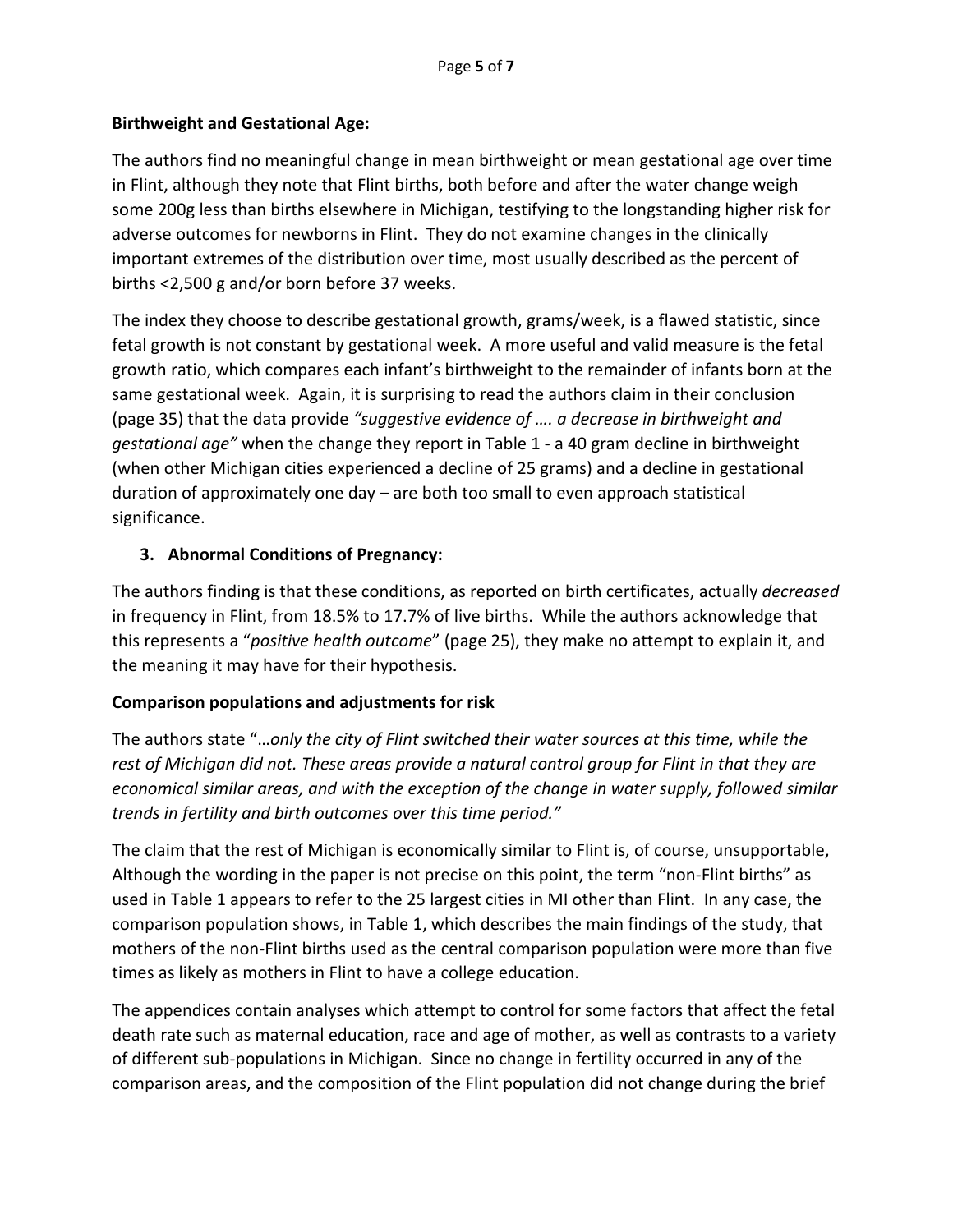**Birthweight and Gestational Age:**

The authors find no meaningful change in mean birthweight or mean gestational age over time in Flint, although they note that Flint births, both before and after the water change weigh some 200g less than births elsewhere in Michigan, testifying to the longstanding higher risk for adverse outcomes for newborns in Flint. They do not examine changes in the clinically important extremes of the distribution over time, most usually described as the percent of births <2,500 g and/or born before 37 weeks.

The index they choose to describe gestational growth, grams/week, is a flawed statistic, since fetal growth is not constant by gestational week. A more useful and valid measure is the fetal growth ratio, which compares each infant's birthweight to the remainder of infants born at the same gestational week. Again, it is surprising to read the authors claim in their conclusion (page 35) that the data provide *"suggestive evidence of …. a decrease in birthweight and gestational age"* when the change they report in Table 1 - a 40 gram decline in birthweight (when other Michigan cities experienced a decline of 25 grams) and a decline in gestational duration of approximately one day – are both too small to even approach statistical significance.

3. **Abnormal Conditions of Pregnancy:**

The authors finding is that these conditions, as reported on birth certificates, actually *decreased* in frequency in Flint, from 18.5% to 17.7% of live births. While the authors acknowledge that this represents a "*positive health outcome*" (page 25), they make no attempt to explain it, and the meaning it may have for their hypothesis.

**Comparison populations and adjustments for risk**

The authors state "…*only the city of Flint switched their water sources at this time, while the rest of Michigan did not. These areas provide a natural control group for Flint in that they are economical similar areas, and with the exception of the change in water supply, followed similar trends in fertility and birth outcomes over this time period."*

The claim that the rest of Michigan is economically similar to Flint is, of course, unsupportable, Although the wording in the paper is not precise on this point, the term "non-Flint births" as used in Table 1 appears to refer to the 25 largest cities in MI other than Flint. In any case, the comparison population shows, in Table 1, which describes the main findings of the study, that mothers of the non-Flint births used as the central comparison population were more than five times as likely as mothers in Flint to have a college education.

The appendices contain analyses which attempt to control for some factors that affect the fetal death rate such as maternal education, race and age of mother, as well as contrasts to a variety of different sub-populations in Michigan. Since no change in fertility occurred in any of the comparison areas, and the composition of the Flint population did not change during the brief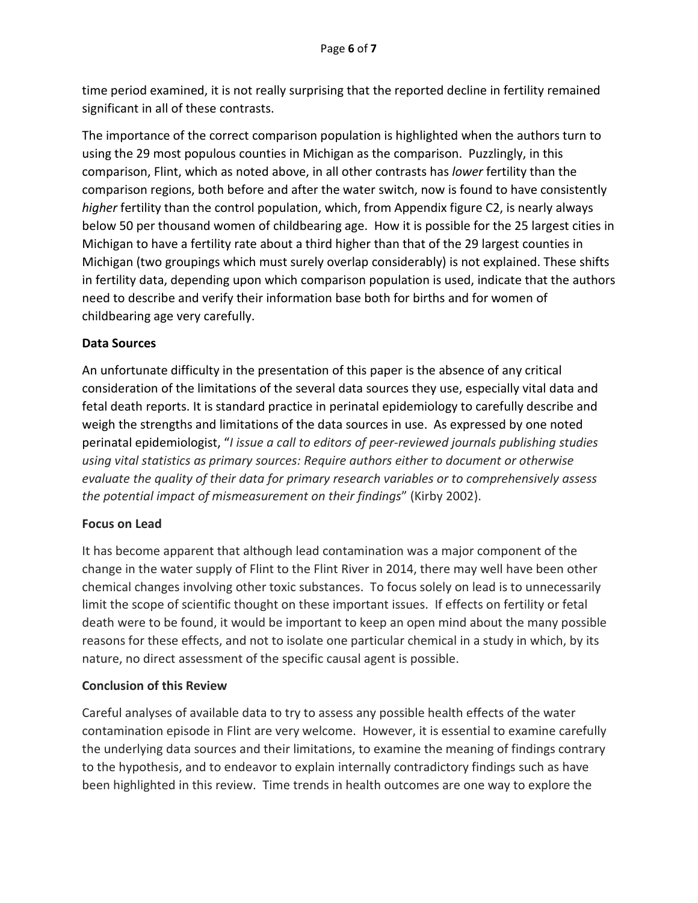time period examined, it is not really surprising that the reported decline in fertility remained significant in all of these contrasts.

The importance of the correct comparison population is highlighted when the authors turn to using the 29 most populous counties in Michigan as the comparison. Puzzlingly, in this comparison, Flint, which as noted above, in all other contrasts has *lower* fertility than the comparison regions, both before and after the water switch, now is found to have consistently *higher* fertility than the control population, which, from Appendix figure C2, is nearly always below 50 per thousand women of childbearing age. How it is possible for the 25 largest cities in Michigan to have a fertility rate about a third higher than that of the 29 largest counties in Michigan (two groupings which must surely overlap considerably) is not explained. These shifts in fertility data, depending upon which comparison population is used, indicate that the authors need to describe and verify their information base both for births and for women of childbearing age very carefully.

**Data Sources**

An unfortunate difficulty in the presentation of this paper is the absence of any critical consideration of the limitations of the several data sources they use, especially vital data and fetal death reports. It is standard practice in perinatal epidemiology to carefully describe and weigh the strengths and limitations of the data sources in use. As expressed by one noted perinatal epidemiologist, "*I issue a call to editors of peer-reviewed journals publishing studies using vital statistics as primary sources: Require authors either to document or otherwise evaluate the quality of their data for primary research variables or to comprehensively assess the potential impact of mismeasurement on their findings*" (Kirby 2002).

**Focus on Lead**

It has become apparent that although lead contamination was a major component of the change in the water supply of Flint to the Flint River in 2014, there may well have been other chemical changes involving other toxic substances. To focus solely on lead is to unnecessarily limit the scope of scientific thought on these important issues. If effects on fertility or fetal death were to be found, it would be important to keep an open mind about the many possible reasons for these effects, and not to isolate one particular chemical in a study in which, by its nature, no direct assessment of the specific causal agent is possible.

**Conclusion of this Review**

Careful analyses of available data to try to assess any possible health effects of the water contamination episode in Flint are very welcome. However, it is essential to examine carefully the underlying data sources and their limitations, to examine the meaning of findings contrary to the hypothesis, and to endeavor to explain internally contradictory findings such as have been highlighted in this review. Time trends in health outcomes are one way to explore the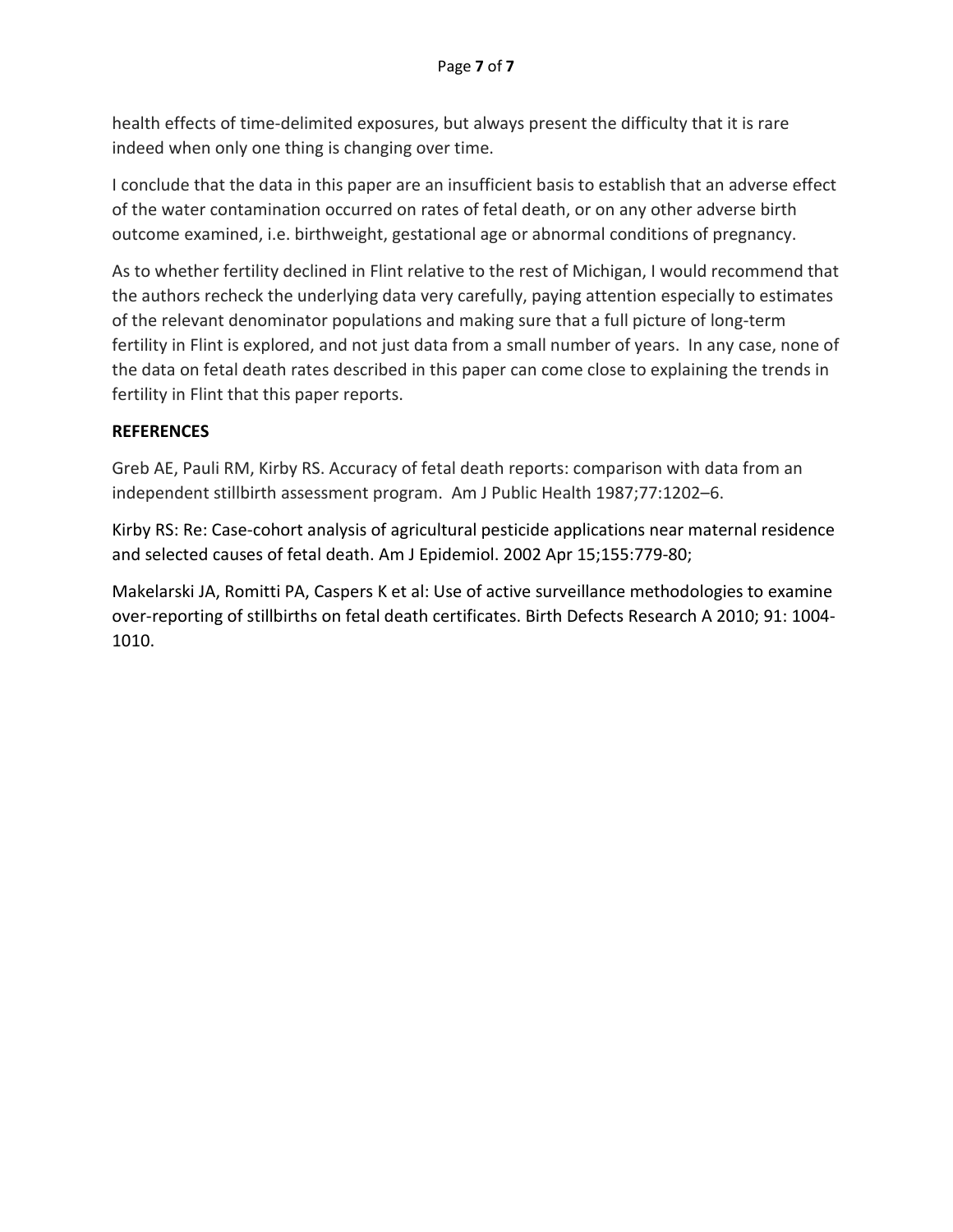health effects of time-delimited exposures, but always present the difficulty that it is rare indeed when only one thing is changing over time.

I conclude that the data in this paper are an insufficient basis to establish that an adverse effect of the water contamination occurred on rates of fetal death, or on any other adverse birth outcome examined, i.e. birthweight, gestational age or abnormal conditions of pregnancy.

As to whether fertility declined in Flint relative to the rest of Michigan, I would recommend that the authors recheck the underlying data very carefully, paying attention especially to estimates of the relevant denominator populations and making sure that a full picture of long-term fertility in Flint is explored, and not just data from a small number of years. In any case, none of the data on fetal death rates described in this paper can come close to explaining the trends in fertility in Flint that this paper reports.

**REFERENCES**

Greb AE, Pauli RM, Kirby RS. Accuracy of fetal death reports: comparison with data from an independent stillbirth assessment program. Am J Public Health 1987;77:1202–6.

Kirby RS: Re: Case-cohort analysis of agricultural pesticide applications near maternal residence and selected causes of fetal death. Am J Epidemiol. 2002 Apr 15;155:779-80;

Makelarski JA, Romitti PA, Caspers K et al: Use of active surveillance methodologies to examine over-reporting of stillbirths on fetal death certificates. Birth Defects Research A 2010; 91: 1004-1010.